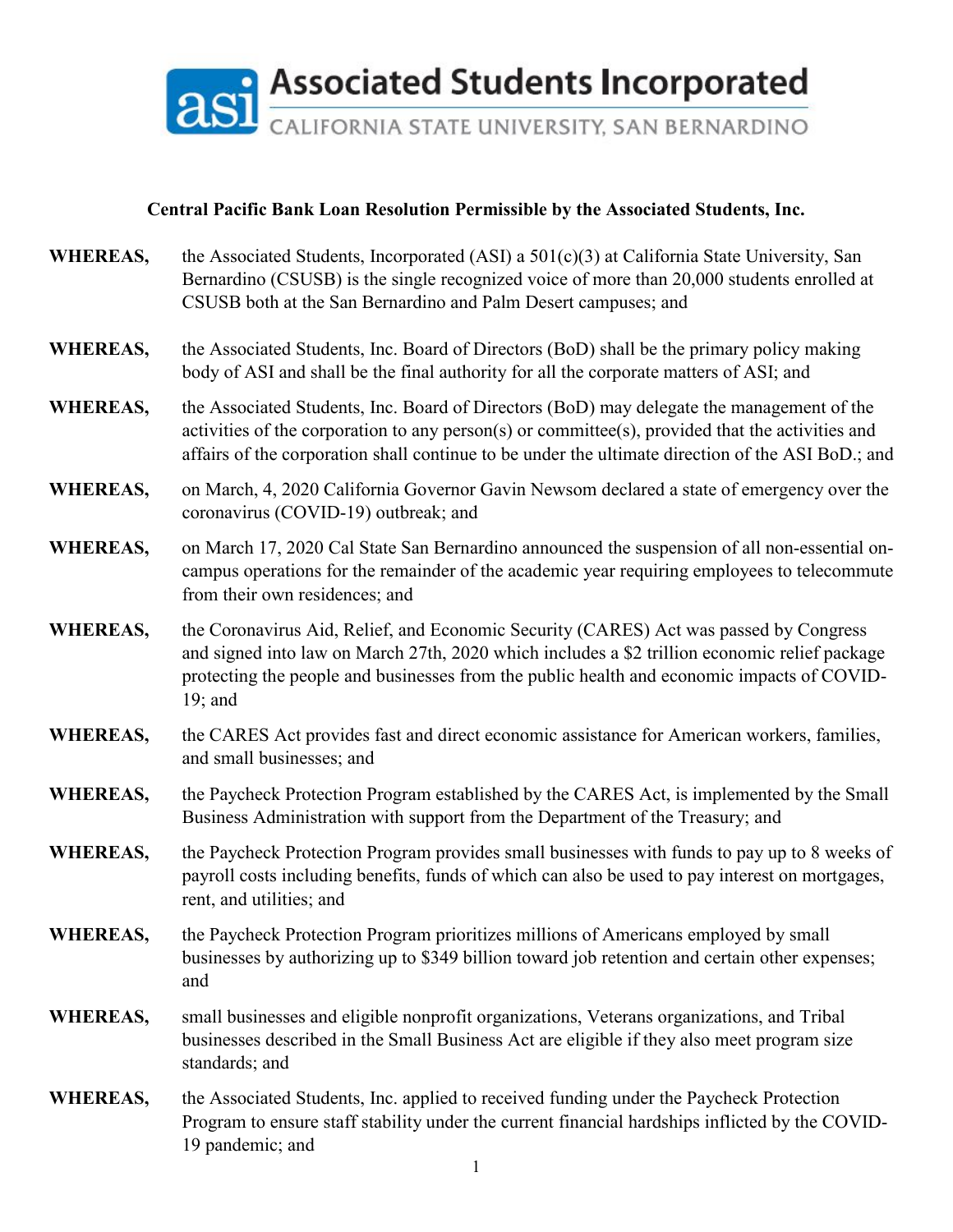Associated Students Incorporated
CALIFORNIA STATE UNIVERSITY, SAN BERNARDINO

**Central Pacific Bank Loan Resolution Permissible by the Associated Students, Inc.**

**WHEREAS,** the Associated Students, Incorporated (ASI) a 501(c)(3) at California State University, San Bernardino (CSUSB) is the single recognized voice of more than 20,000 students enrolled at CSUSB both at the San Bernardino and Palm Desert campuses; and

**WHEREAS,** the Associated Students, Inc. Board of Directors (BoD) shall be the primary policy making body of ASI and shall be the final authority for all the corporate matters of ASI; and

**WHEREAS,** the Associated Students, Inc. Board of Directors (BoD) may delegate the management of the activities of the corporation to any person(s) or committee(s), provided that the activities and affairs of the corporation shall continue to be under the ultimate direction of the ASI BoD.; and

**WHEREAS,** on March, 4, 2020 California Governor Gavin Newsom declared a state of emergency over the coronavirus (COVID-19) outbreak; and

**WHEREAS,** on March 17, 2020 Cal State San Bernardino announced the suspension of all non-essential on-campus operations for the remainder of the academic year requiring employees to telecommute from their own residences; and

**WHEREAS,** the Coronavirus Aid, Relief, and Economic Security (CARES) Act was passed by Congress and signed into law on March 27th, 2020 which includes a $2 trillion economic relief package protecting the people and businesses from the public health and economic impacts of COVID-19; and

**WHEREAS,** the CARES Act provides fast and direct economic assistance for American workers, families, and small businesses; and

**WHEREAS,** the Paycheck Protection Program established by the CARES Act, is implemented by the Small Business Administration with support from the Department of the Treasury; and

**WHEREAS,** the Paycheck Protection Program provides small businesses with funds to pay up to 8 weeks of payroll costs including benefits, funds of which can also be used to pay interest on mortgages, rent, and utilities; and

**WHEREAS,** the Paycheck Protection Program prioritizes millions of Americans employed by small businesses by authorizing up to $349 billion toward job retention and certain other expenses; and

**WHEREAS,** small businesses and eligible nonprofit organizations, Veterans organizations, and Tribal businesses described in the Small Business Act are eligible if they also meet program size standards; and

**WHEREAS,** the Associated Students, Inc. applied to received funding under the Paycheck Protection Program to ensure staff stability under the current financial hardships inflicted by the COVID-19 pandemic; and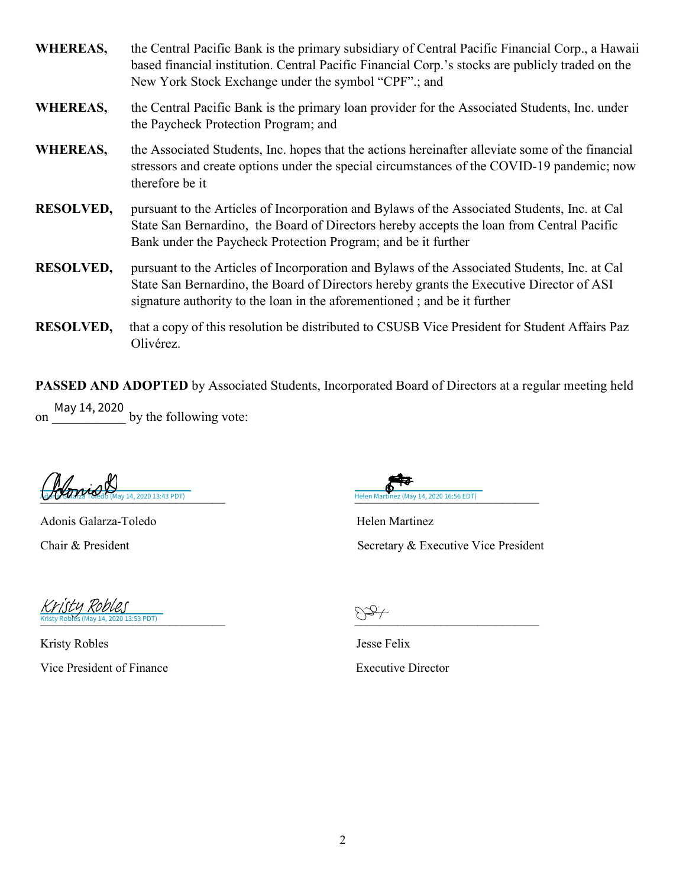**WHEREAS,** the Central Pacific Bank is the primary subsidiary of Central Pacific Financial Corp., a Hawaii based financial institution. Central Pacific Financial Corp.'s stocks are publicly traded on the New York Stock Exchange under the symbol "CPF".; and

**WHEREAS,** the Central Pacific Bank is the primary loan provider for the Associated Students, Inc. under the Paycheck Protection Program; and

**WHEREAS,** the Associated Students, Inc. hopes that the actions hereinafter alleviate some of the financial stressors and create options under the special circumstances of the COVID-19 pandemic; now therefore be it

**RESOLVED,** pursuant to the Articles of Incorporation and Bylaws of the Associated Students, Inc. at Cal State San Bernardino, the Board of Directors hereby accepts the loan from Central Pacific Bank under the Paycheck Protection Program; and be it further

**RESOLVED,** pursuant to the Articles of Incorporation and Bylaws of the Associated Students, Inc. at Cal State San Bernardino, the Board of Directors hereby grants the Executive Director of ASI signature authority to the loan in the aforementioned ; and be it further

**RESOLVED,** that a copy of this resolution be distributed to CSUSB Vice President for Student Affairs Paz Olivérez.

**PASSED AND ADOPTED** by Associated Students, Incorporated Board of Directors at a regular meeting held on May 14, 2020 by the following vote:

Adonis Galarza Toledo (May 14, 2020 13:43 PDT)

Adonis Galarza-Toledo

Chair & President

Helen Martinez (May 14, 2020 16:56 EDT)

Helen Martinez

Secretary & Executive Vice President

Kristy Robles (May 14, 2020 13:53 PDT)

Kristy Robles

Vice President of Finance

Jesse Felix

Executive Director